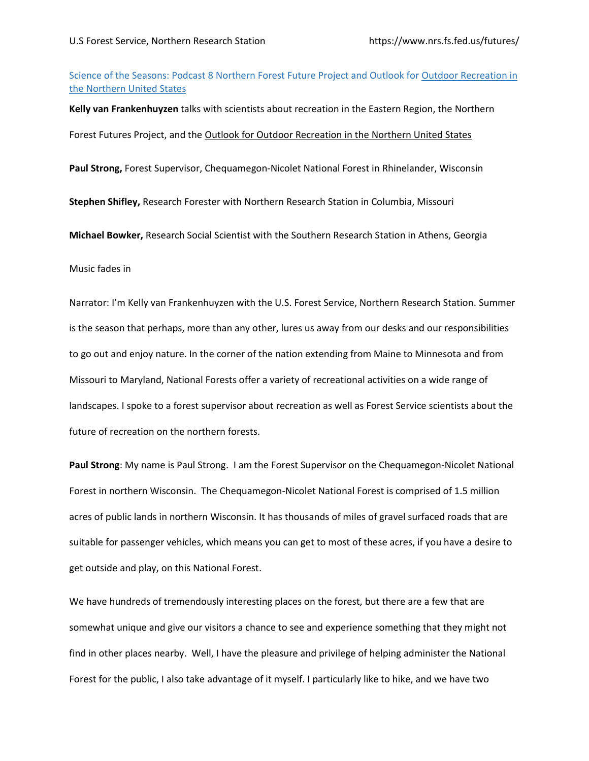Science of the Seasons: Podcast 8 Northern Forest Future Project and Outlook for Outdoor Recreation in the Northern United States

**Kelly van Frankenhuyzen** talks with scientists about recreation in the Eastern Region, the Northern Forest Futures Project, and the Outlook for Outdoor Recreation in the Northern United States

**Paul Strong,** Forest Supervisor, Chequamegon-Nicolet National Forest in Rhinelander, Wisconsin

**Stephen Shifley,** Research Forester with Northern Research Station in Columbia, Missouri

**Michael Bowker,** Research Social Scientist with the Southern Research Station in Athens, Georgia

Music fades in

Narrator: I'm Kelly van Frankenhuyzen with the U.S. Forest Service, Northern Research Station. Summer is the season that perhaps, more than any other, lures us away from our desks and our responsibilities to go out and enjoy nature. In the corner of the nation extending from Maine to Minnesota and from Missouri to Maryland, National Forests offer a variety of recreational activities on a wide range of landscapes. I spoke to a forest supervisor about recreation as well as Forest Service scientists about the future of recreation on the northern forests.

**Paul Strong**: My name is Paul Strong. I am the Forest Supervisor on the Chequamegon-Nicolet National Forest in northern Wisconsin. The Chequamegon-Nicolet National Forest is comprised of 1.5 million acres of public lands in northern Wisconsin. It has thousands of miles of gravel surfaced roads that are suitable for passenger vehicles, which means you can get to most of these acres, if you have a desire to get outside and play, on this National Forest.

We have hundreds of tremendously interesting places on the forest, but there are a few that are somewhat unique and give our visitors a chance to see and experience something that they might not find in other places nearby. Well, I have the pleasure and privilege of helping administer the National Forest for the public, I also take advantage of it myself. I particularly like to hike, and we have two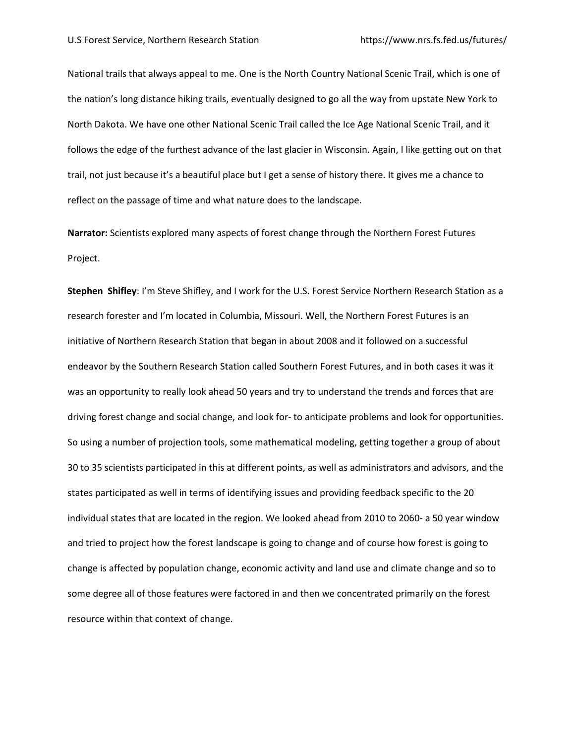National trails that always appeal to me. One is the North Country National Scenic Trail, which is one of the nation's long distance hiking trails, eventually designed to go all the way from upstate New York to North Dakota. We have one other National Scenic Trail called the Ice Age National Scenic Trail, and it follows the edge of the furthest advance of the last glacier in Wisconsin. Again, I like getting out on that trail, not just because it's a beautiful place but I get a sense of history there. It gives me a chance to reflect on the passage of time and what nature does to the landscape.

**Narrator:** Scientists explored many aspects of forest change through the Northern Forest Futures Project.

**Stephen Shifley**: I'm Steve Shifley, and I work for the U.S. Forest Service Northern Research Station as a research forester and I'm located in Columbia, Missouri. Well, the Northern Forest Futures is an initiative of Northern Research Station that began in about 2008 and it followed on a successful endeavor by the Southern Research Station called Southern Forest Futures, and in both cases it was it was an opportunity to really look ahead 50 years and try to understand the trends and forces that are driving forest change and social change, and look for- to anticipate problems and look for opportunities. So using a number of projection tools, some mathematical modeling, getting together a group of about 30 to 35 scientists participated in this at different points, as well as administrators and advisors, and the states participated as well in terms of identifying issues and providing feedback specific to the 20 individual states that are located in the region. We looked ahead from 2010 to 2060- a 50 year window and tried to project how the forest landscape is going to change and of course how forest is going to change is affected by population change, economic activity and land use and climate change and so to some degree all of those features were factored in and then we concentrated primarily on the forest resource within that context of change.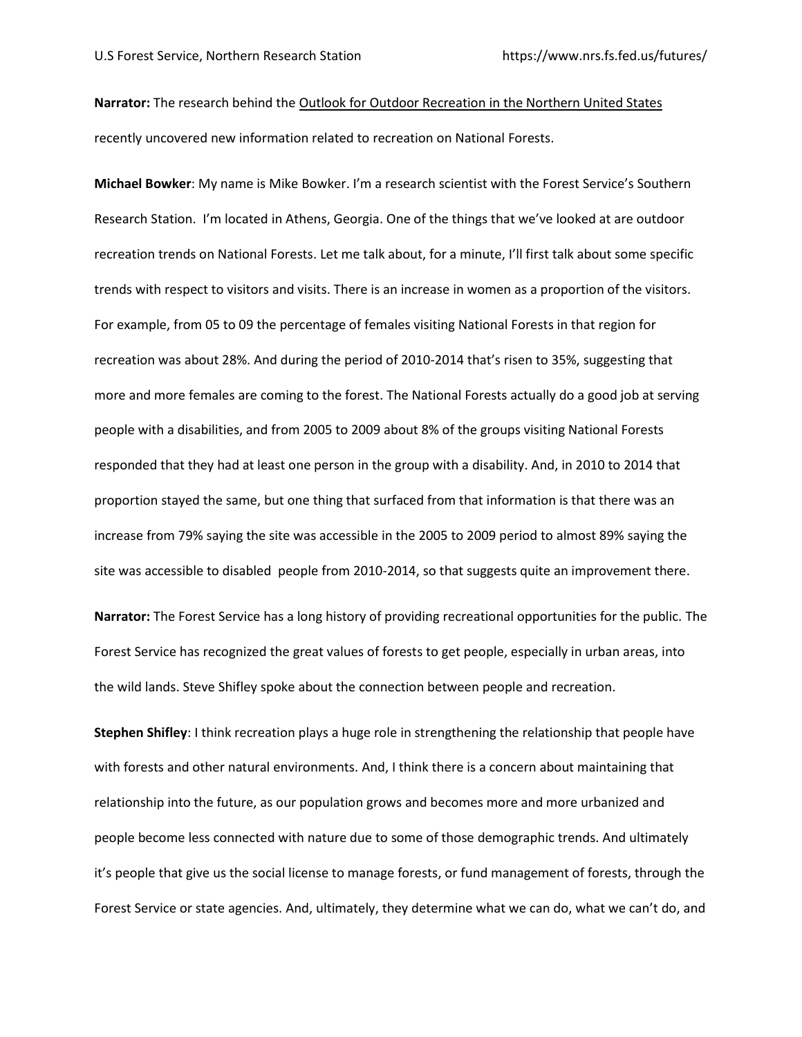**Narrator:** The research behind the Outlook for Outdoor Recreation in the Northern United States recently uncovered new information related to recreation on National Forests.

**Michael Bowker**: My name is Mike Bowker. I'm a research scientist with the Forest Service's Southern Research Station. I'm located in Athens, Georgia. One of the things that we've looked at are outdoor recreation trends on National Forests. Let me talk about, for a minute, I'll first talk about some specific trends with respect to visitors and visits. There is an increase in women as a proportion of the visitors. For example, from 05 to 09 the percentage of females visiting National Forests in that region for recreation was about 28%. And during the period of 2010-2014 that's risen to 35%, suggesting that more and more females are coming to the forest. The National Forests actually do a good job at serving people with a disabilities, and from 2005 to 2009 about 8% of the groups visiting National Forests responded that they had at least one person in the group with a disability. And, in 2010 to 2014 that proportion stayed the same, but one thing that surfaced from that information is that there was an increase from 79% saying the site was accessible in the 2005 to 2009 period to almost 89% saying the site was accessible to disabled people from 2010-2014, so that suggests quite an improvement there.

**Narrator:** The Forest Service has a long history of providing recreational opportunities for the public. The Forest Service has recognized the great values of forests to get people, especially in urban areas, into the wild lands. Steve Shifley spoke about the connection between people and recreation.

**Stephen Shifley**: I think recreation plays a huge role in strengthening the relationship that people have with forests and other natural environments. And, I think there is a concern about maintaining that relationship into the future, as our population grows and becomes more and more urbanized and people become less connected with nature due to some of those demographic trends. And ultimately it's people that give us the social license to manage forests, or fund management of forests, through the Forest Service or state agencies. And, ultimately, they determine what we can do, what we can't do, and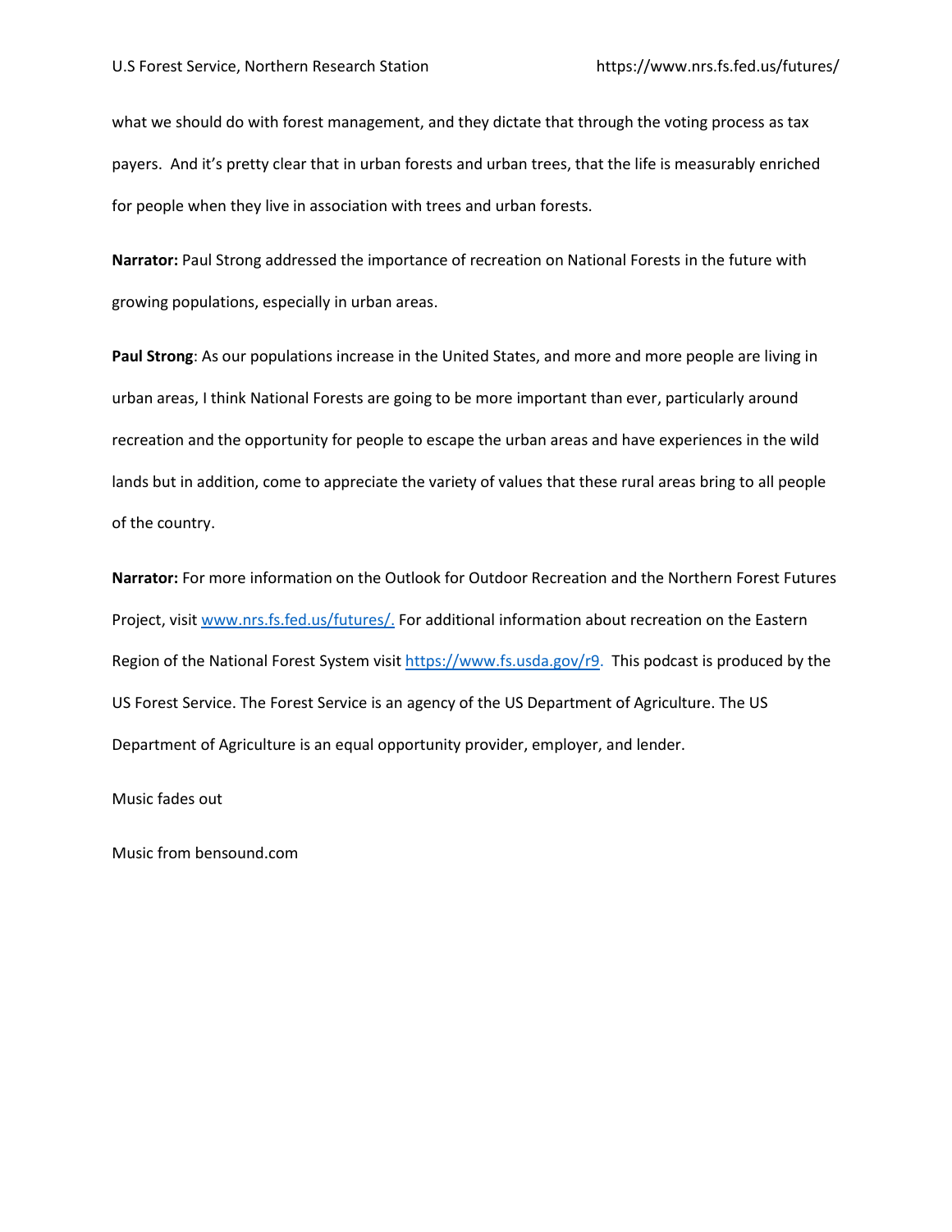what we should do with forest management, and they dictate that through the voting process as tax payers. And it's pretty clear that in urban forests and urban trees, that the life is measurably enriched for people when they live in association with trees and urban forests.

**Narrator:** Paul Strong addressed the importance of recreation on National Forests in the future with growing populations, especially in urban areas.

**Paul Strong**: As our populations increase in the United States, and more and more people are living in urban areas, I think National Forests are going to be more important than ever, particularly around recreation and the opportunity for people to escape the urban areas and have experiences in the wild lands but in addition, come to appreciate the variety of values that these rural areas bring to all people of the country.

**Narrator:** For more information on the Outlook for Outdoor Recreation and the Northern Forest Futures Project, visit www.nrs.fs.fed.us/futures/. For additional information about recreation on the Eastern Region of the National Forest System visit https://www.fs.usda.gov/r9. This podcast is produced by the US Forest Service. The Forest Service is an agency of the US Department of Agriculture. The US Department of Agriculture is an equal opportunity provider, employer, and lender.

Music fades out

Music from bensound.com